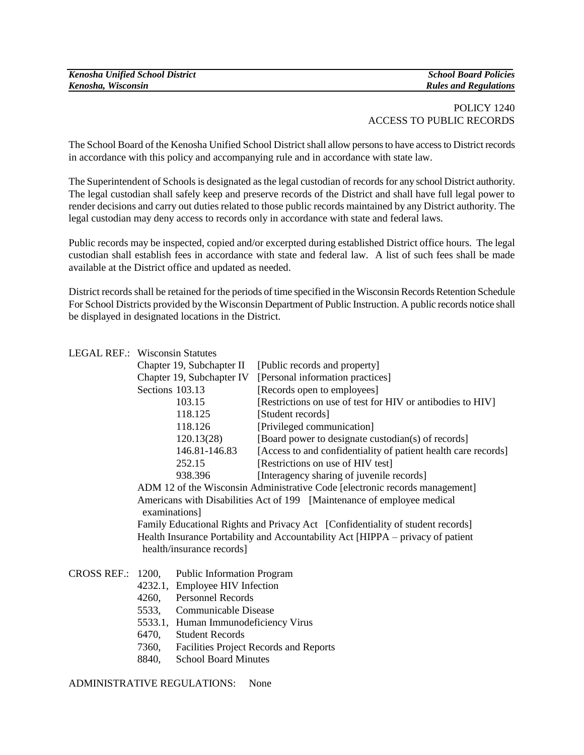POLICY 1240
ACCESS TO PUBLIC RECORDS

The School Board of the Kenosha Unified School District shall allow persons to have access to District records in accordance with this policy and accompanying rule and in accordance with state law.

The Superintendent of Schools is designated as the legal custodian of records for any school District authority. The legal custodian shall safely keep and preserve records of the District and shall have full legal power to render decisions and carry out duties related to those public records maintained by any District authority. The legal custodian may deny access to records only in accordance with state and federal laws.

Public records may be inspected, copied and/or excerpted during established District office hours. The legal custodian shall establish fees in accordance with state and federal law. A list of such fees shall be made available at the District office and updated as needed.

District records shall be retained for the periods of time specified in the Wisconsin Records Retention Schedule For School Districts provided by the Wisconsin Department of Public Instruction. A public records notice shall be displayed in designated locations in the District.

LEGAL REF.: Wisconsin Statutes

| | |
|---|---|
| Chapter 19, Subchapter II | [Public records and property] |
| Chapter 19, Subchapter IV | [Personal information practices] |
| Sections 103.13 | [Records open to employees] |
| 103.15 | [Restrictions on use of test for HIV or antibodies to HIV] |
| 118.125 | [Student records] |
| 118.126 | [Privileged communication] |
| 120.13(28) | [Board power to designate custodian(s) of records] |
| 146.81-146.83 | [Access to and confidentiality of patient health care records] |
| 252.15 | [Restrictions on use of HIV test] |
| 938.396 | [Interagency sharing of juvenile records] |

ADM 12 of the Wisconsin Administrative Code [electronic records management]
Americans with Disabilities Act of 199 [Maintenance of employee medical examinations]
Family Educational Rights and Privacy Act [Confidentiality of student records]
Health Insurance Portability and Accountability Act [HIPPA – privacy of patient health/insurance records]

CROSS REF.:
- 1200, Public Information Program
- 4232.1, Employee HIV Infection
- 4260, Personnel Records
- 5533, Communicable Disease
- 5533.1, Human Immunodeficiency Virus
- 6470, Student Records
- 7360, Facilities Project Records and Reports
- 8840, School Board Minutes

ADMINISTRATIVE REGULATIONS: None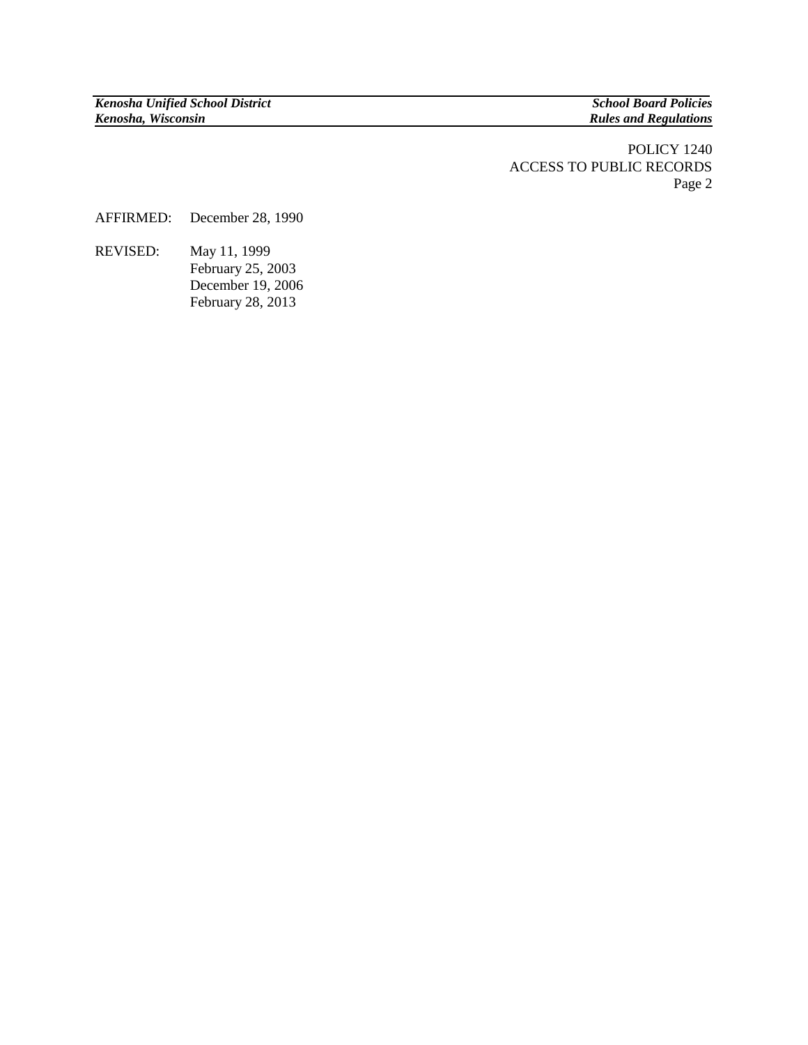AFFIRMED: December 28, 1990

REVISED: May 11, 1999
February 25, 2003
December 19, 2006
February 28, 2013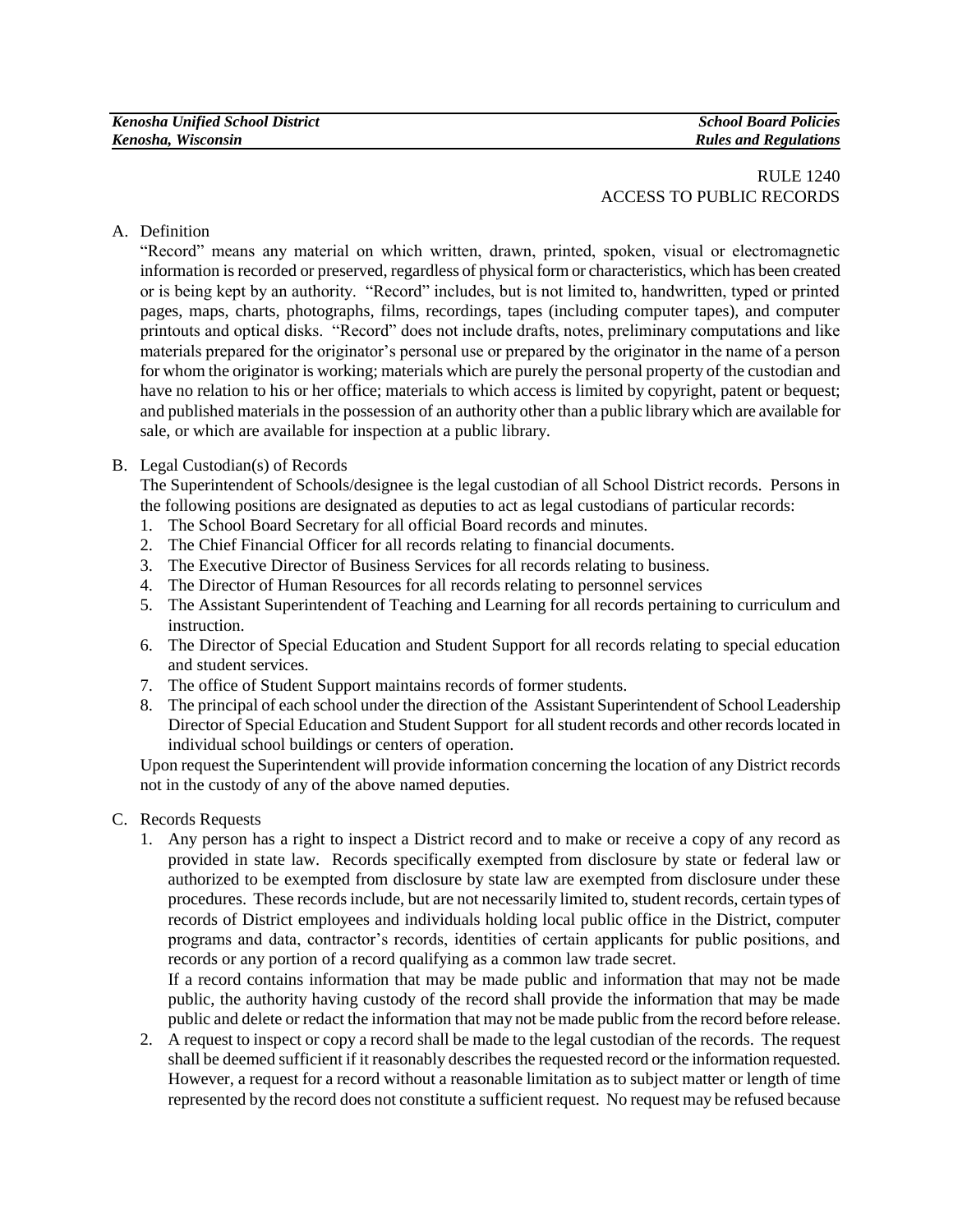RULE 1240
ACCESS TO PUBLIC RECORDS

A. Definition

"Record" means any material on which written, drawn, printed, spoken, visual or electromagnetic information is recorded or preserved, regardless of physical form or characteristics, which has been created or is being kept by an authority. "Record" includes, but is not limited to, handwritten, typed or printed pages, maps, charts, photographs, films, recordings, tapes (including computer tapes), and computer printouts and optical disks. "Record" does not include drafts, notes, preliminary computations and like materials prepared for the originator's personal use or prepared by the originator in the name of a person for whom the originator is working; materials which are purely the personal property of the custodian and have no relation to his or her office; materials to which access is limited by copyright, patent or bequest; and published materials in the possession of an authority other than a public library which are available for sale, or which are available for inspection at a public library.

B. Legal Custodian(s) of Records

The Superintendent of Schools/designee is the legal custodian of all School District records. Persons in the following positions are designated as deputies to act as legal custodians of particular records:

1. The School Board Secretary for all official Board records and minutes.
2. The Chief Financial Officer for all records relating to financial documents.
3. The Executive Director of Business Services for all records relating to business.
4. The Director of Human Resources for all records relating to personnel services
5. The Assistant Superintendent of Teaching and Learning for all records pertaining to curriculum and instruction.
6. The Director of Special Education and Student Support for all records relating to special education and student services.
7. The office of Student Support maintains records of former students.
8. The principal of each school under the direction of the Assistant Superintendent of School Leadership Director of Special Education and Student Support for all student records and other records located in individual school buildings or centers of operation.

Upon request the Superintendent will provide information concerning the location of any District records not in the custody of any of the above named deputies.

C. Records Requests

1. Any person has a right to inspect a District record and to make or receive a copy of any record as provided in state law. Records specifically exempted from disclosure by state or federal law or authorized to be exempted from disclosure by state law are exempted from disclosure under these procedures. These records include, but are not necessarily limited to, student records, certain types of records of District employees and individuals holding local public office in the District, computer programs and data, contractor's records, identities of certain applicants for public positions, and records or any portion of a record qualifying as a common law trade secret.

   If a record contains information that may be made public and information that may not be made public, the authority having custody of the record shall provide the information that may be made public and delete or redact the information that may not be made public from the record before release.

2. A request to inspect or copy a record shall be made to the legal custodian of the records. The request shall be deemed sufficient if it reasonably describes the requested record or the information requested. However, a request for a record without a reasonable limitation as to subject matter or length of time represented by the record does not constitute a sufficient request. No request may be refused because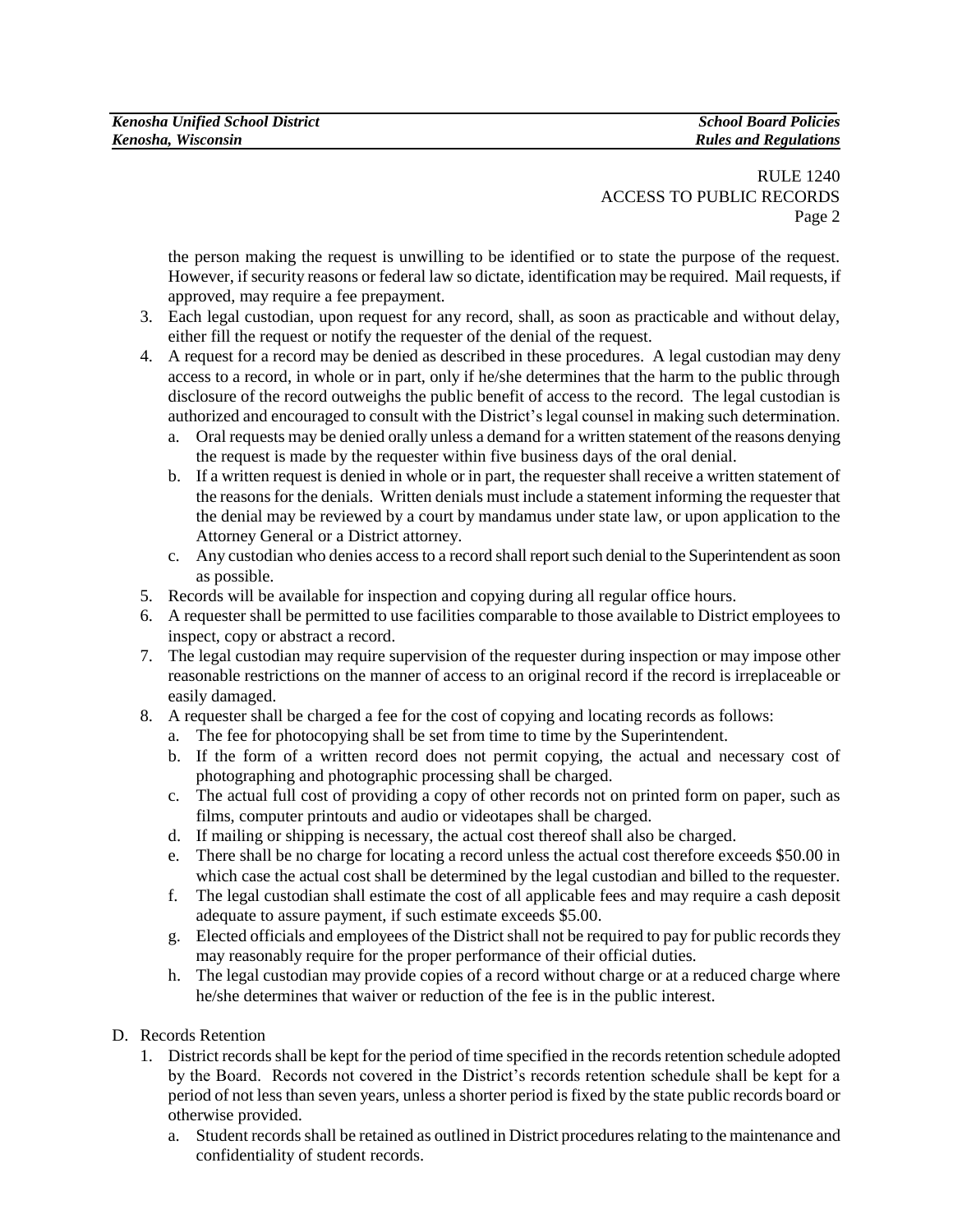the person making the request is unwilling to be identified or to state the purpose of the request. However, if security reasons or federal law so dictate, identification may be required. Mail requests, if approved, may require a fee prepayment.

3. Each legal custodian, upon request for any record, shall, as soon as practicable and without delay, either fill the request or notify the requester of the denial of the request.
4. A request for a record may be denied as described in these procedures. A legal custodian may deny access to a record, in whole or in part, only if he/she determines that the harm to the public through disclosure of the record outweighs the public benefit of access to the record. The legal custodian is authorized and encouraged to consult with the District's legal counsel in making such determination.
   a. Oral requests may be denied orally unless a demand for a written statement of the reasons denying the request is made by the requester within five business days of the oral denial.
   b. If a written request is denied in whole or in part, the requester shall receive a written statement of the reasons for the denials. Written denials must include a statement informing the requester that the denial may be reviewed by a court by mandamus under state law, or upon application to the Attorney General or a District attorney.
   c. Any custodian who denies access to a record shall report such denial to the Superintendent as soon as possible.
5. Records will be available for inspection and copying during all regular office hours.
6. A requester shall be permitted to use facilities comparable to those available to District employees to inspect, copy or abstract a record.
7. The legal custodian may require supervision of the requester during inspection or may impose other reasonable restrictions on the manner of access to an original record if the record is irreplaceable or easily damaged.
8. A requester shall be charged a fee for the cost of copying and locating records as follows:
   a. The fee for photocopying shall be set from time to time by the Superintendent.
   b. If the form of a written record does not permit copying, the actual and necessary cost of photographing and photographic processing shall be charged.
   c. The actual full cost of providing a copy of other records not on printed form on paper, such as films, computer printouts and audio or videotapes shall be charged.
   d. If mailing or shipping is necessary, the actual cost thereof shall also be charged.
   e. There shall be no charge for locating a record unless the actual cost therefore exceeds $50.00 in which case the actual cost shall be determined by the legal custodian and billed to the requester.
   f. The legal custodian shall estimate the cost of all applicable fees and may require a cash deposit adequate to assure payment, if such estimate exceeds $5.00.
   g. Elected officials and employees of the District shall not be required to pay for public records they may reasonably require for the proper performance of their official duties.
   h. The legal custodian may provide copies of a record without charge or at a reduced charge where he/she determines that waiver or reduction of the fee is in the public interest.

D. Records Retention

1. District records shall be kept for the period of time specified in the records retention schedule adopted by the Board. Records not covered in the District's records retention schedule shall be kept for a period of not less than seven years, unless a shorter period is fixed by the state public records board or otherwise provided.
   a. Student records shall be retained as outlined in District procedures relating to the maintenance and confidentiality of student records.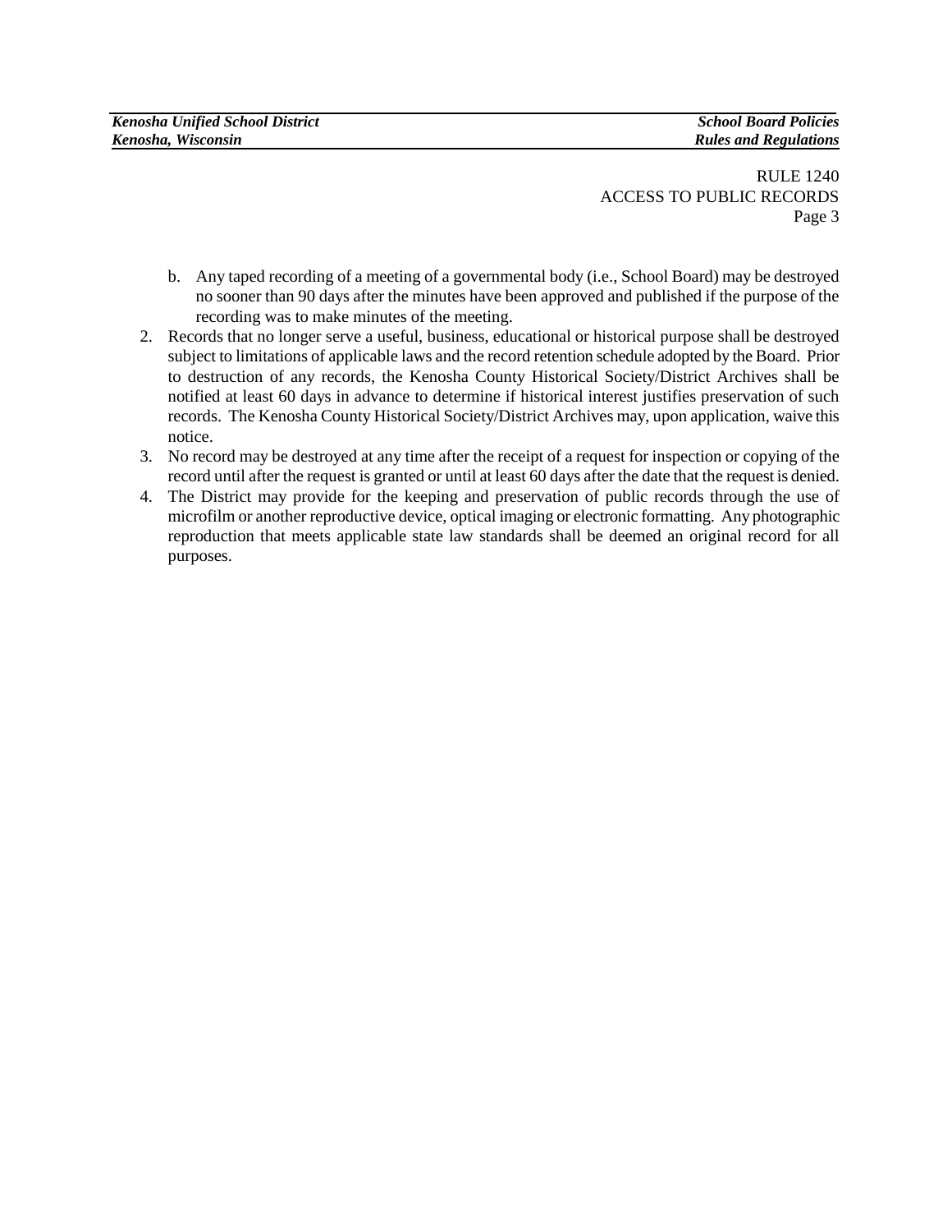b. Any taped recording of a meeting of a governmental body (i.e., School Board) may be destroyed no sooner than 90 days after the minutes have been approved and published if the purpose of the recording was to make minutes of the meeting.

2. Records that no longer serve a useful, business, educational or historical purpose shall be destroyed subject to limitations of applicable laws and the record retention schedule adopted by the Board. Prior to destruction of any records, the Kenosha County Historical Society/District Archives shall be notified at least 60 days in advance to determine if historical interest justifies preservation of such records. The Kenosha County Historical Society/District Archives may, upon application, waive this notice.
3. No record may be destroyed at any time after the receipt of a request for inspection or copying of the record until after the request is granted or until at least 60 days after the date that the request is denied.
4. The District may provide for the keeping and preservation of public records through the use of microfilm or another reproductive device, optical imaging or electronic formatting. Any photographic reproduction that meets applicable state law standards shall be deemed an original record for all purposes.